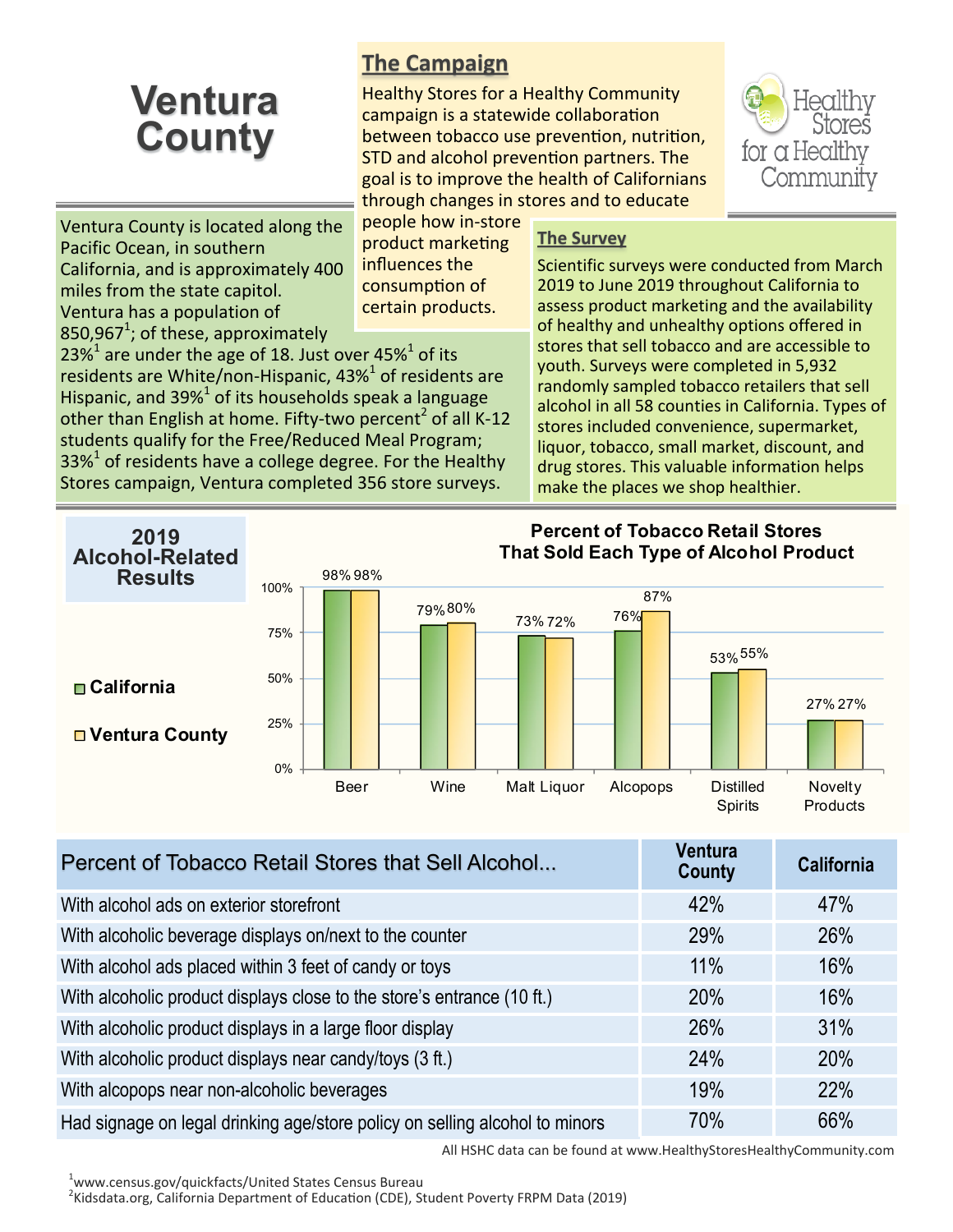# Ventura County

## The Campaign

Healthy Stores for a Healthy Community campaign is a statewide collaboration between tobacco use prevention, nutrition, STD and alcohol prevention partners. The goal is to improve the health of Californians through changes in stores and to educate people how in-store product marketing influences the consumption of certain products.

Healthy Stores for a Healthy Community

Ventura County is located along the Pacific Ocean, in southern California, and is approximately 400 miles from the state capitol. Ventura has a population of 850,967[1]; of these, approximately 23%[1] are under the age of 18. Just over 45%[1] of its residents are White/non-Hispanic, 43%[1] of residents are Hispanic, and 39%[1] of its households speak a language other than English at home. Fifty-two percent[2] of all K-12 students qualify for the Free/Reduced Meal Program; 33%[1] of residents have a college degree. For the Healthy Stores campaign, Ventura completed 356 store surveys.

## The Survey

Scientific surveys were conducted from March 2019 to June 2019 throughout California to assess product marketing and the availability of healthy and unhealthy options offered in stores that sell tobacco and are accessible to youth. Surveys were completed in 5,932 randomly sampled tobacco retailers that sell alcohol in all 58 counties in California. Types of stores included convenience, supermarket, liquor, tobacco, small market, discount, and drug stores. This valuable information helps make the places we shop healthier.

## 2019 Alcohol-Related Results

**Percent of Tobacco Retail Stores That Sold Each Type of Alcohol Product**

| Product | California | Ventura County |
|---|---|---|
| Beer | 98% | 98% |
| Wine | 79% | 80% |
| Malt Liquor | 73% | 72% |
| Alcopops | 76% | 87% |
| Distilled Spirits | 53% | 55% |
| Novelty Products | 27% | 27% |

| Percent of Tobacco Retail Stores that Sell Alcohol... | Ventura County | California |
|---|---|---|
| With alcohol ads on exterior storefront | 42% | 47% |
| With alcoholic beverage displays on/next to the counter | 29% | 26% |
| With alcohol ads placed within 3 feet of candy or toys | 11% | 16% |
| With alcoholic product displays close to the store's entrance (10 ft.) | 20% | 16% |
| With alcoholic product displays in a large floor display | 26% | 31% |
| With alcoholic product displays near candy/toys (3 ft.) | 24% | 20% |
| With alcopops near non-alcoholic beverages | 19% | 22% |
| Had signage on legal drinking age/store policy on selling alcohol to minors | 70% | 66% |

All HSHC data can be found at www.HealthyStoresHealthyCommunity.com

[1] www.census.gov/quickfacts/United States Census Bureau
[2] Kidsdata.org, California Department of Education (CDE), Student Poverty FRPM Data (2019)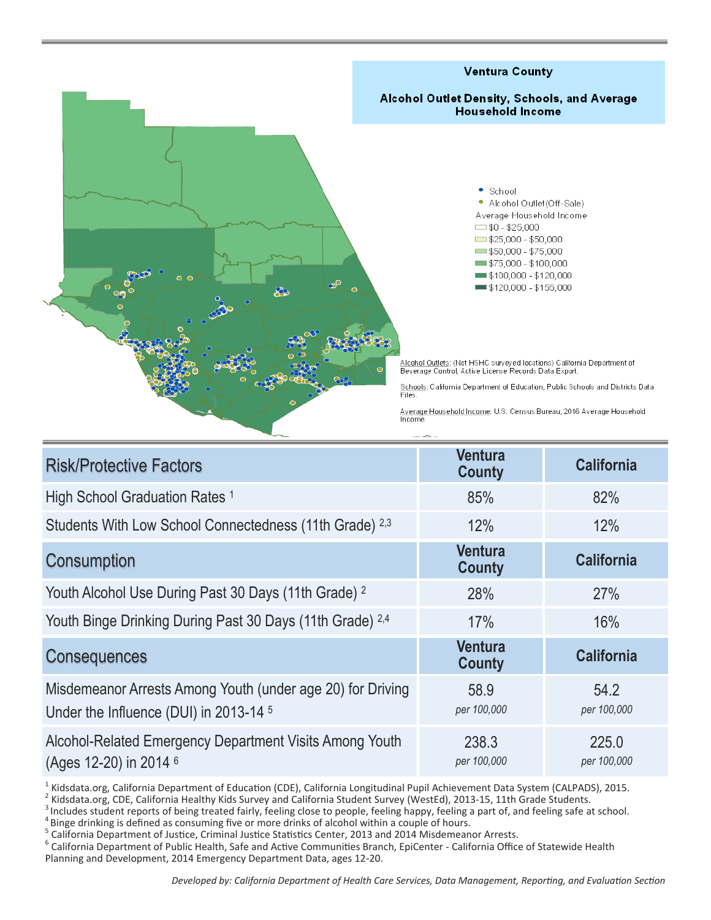**Ventura County**

**Alcohol Outlet Density, Schools, and Average Household Income**

- School
- Alcohol Outlet (Off-Sale)

Average Household Income
- $0 - $25,000
- $25,000 - $50,000
- $50,000 - $75,000
- $75,000 - $100,000
- $100,000 - $120,000
- $120,000 - $155,000

Alcohol Outlets: (Not HSHC surveyed locations) California Department of Beverage Control, Active License Records Data Export.

Schools: California Department of Education, Public Schools and Districts Data Files.

Average Household Income: U.S. Census Bureau, 2016 Average Household Income.

| Risk/Protective Factors | Ventura County | California |
|---|---|---|
| High School Graduation Rates [1] | 85% | 82% |
| Students With Low School Connectedness (11th Grade) [2,3] | 12% | 12% |
| **Consumption** | **Ventura County** | **California** |
| Youth Alcohol Use During Past 30 Days (11th Grade) [2] | 28% | 27% |
| Youth Binge Drinking During Past 30 Days (11th Grade) [2,4] | 17% | 16% |
| **Consequences** | **Ventura County** | **California** |
| Misdemeanor Arrests Among Youth (under age 20) for Driving Under the Influence (DUI) in 2013-14 [5] | 58.9 *per 100,000* | 54.2 *per 100,000* |
| Alcohol-Related Emergency Department Visits Among Youth (Ages 12-20) in 2014 [6] | 238.3 *per 100,000* | 225.0 *per 100,000* |

[1] Kidsdata.org, California Department of Education (CDE), California Longitudinal Pupil Achievement Data System (CALPADS), 2015.
[2] Kidsdata.org, CDE, California Healthy Kids Survey and California Student Survey (WestEd), 2013-15, 11th Grade Students.
[3] Includes student reports of being treated fairly, feeling close to people, feeling happy, feeling a part of, and feeling safe at school.
[4] Binge drinking is defined as consuming five or more drinks of alcohol within a couple of hours.
[5] California Department of Justice, Criminal Justice Statistics Center, 2013 and 2014 Misdemeanor Arrests.
[6] California Department of Public Health, Safe and Active Communities Branch, EpiCenter - California Office of Statewide Health Planning and Development, 2014 Emergency Department Data, ages 12-20.

*Developed by: California Department of Health Care Services, Data Management, Reporting, and Evaluation Section*